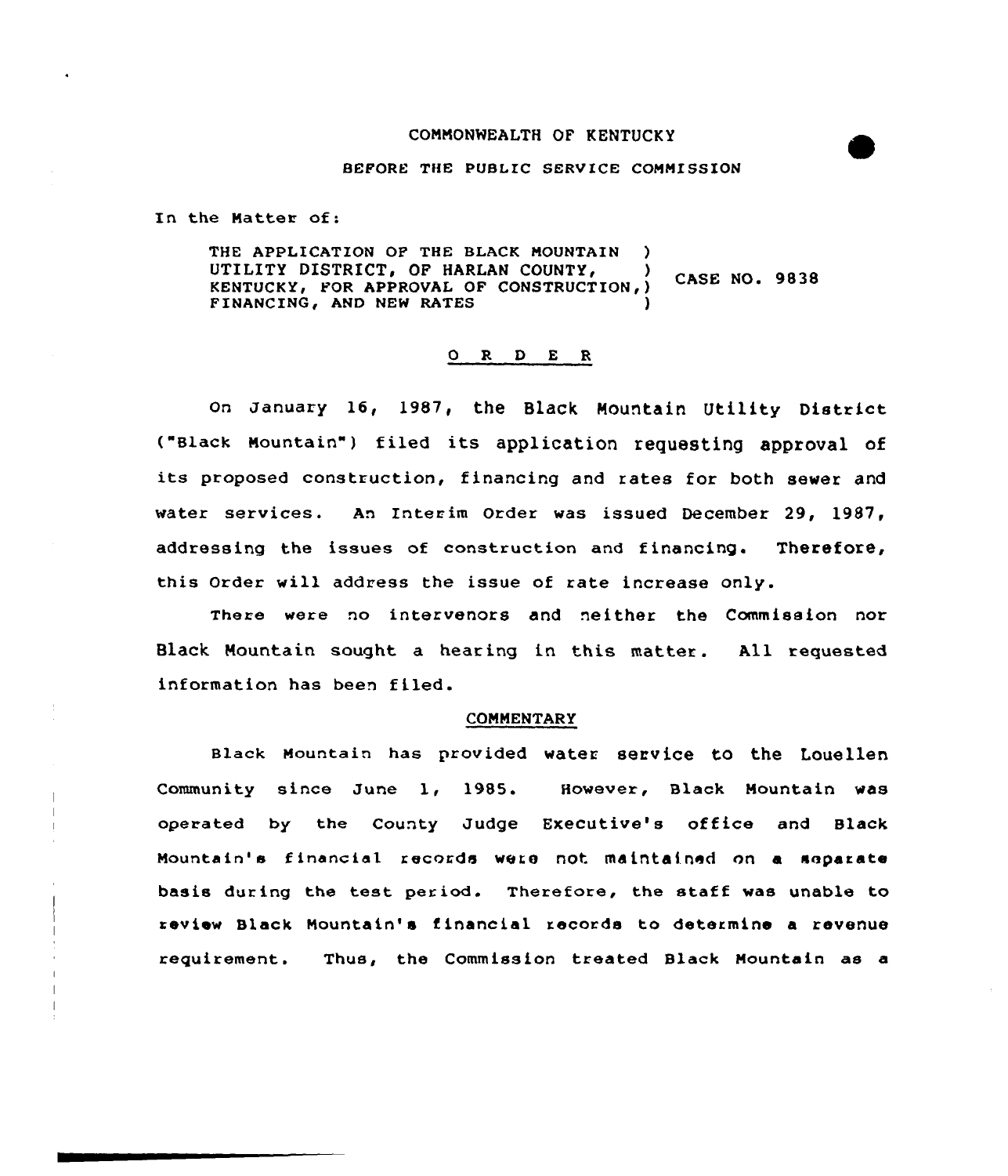COMMONWEALTH OF KENTUCKY

BEFORE THE PUBLIC SERVICE COMMISSION

In the Matter of:

THE APPLICATION OF THE BLACK MOUNTAIN ) UTILITY DISTRICT, OF HARLAN COUNTY, ) KENTUCKY, FOR APPROVAL OF CONSTRUCTION, ) FINANCING, AND NEW RATES ) CASE NO. 9838

## O R D E R

On January 16, 1987, the Black Mountain Utility District ("Black Mountain") filed its application requesting approval of its proposed construction, financing and rates for both sewer and water services. An Interim Order was issued December 29, 1987, addressing the issues of construction and financing. Therefore, this Order will address the issue of rate increase only.

There were no intervenors and neither the Commission nor Black Mountain sought a hearing in this matter. All requested information has been filed.

### COMMENTARY

Black Mountain has provided water service to the Louellen Community since June 1, 1985. However, Black Mountain was operated by the County Judge Executive's office and Black Mountain's financial records were not maintained on a separate basis during the test period. Therefore, the staff was unable to review Black Mountain's financial records to determine a revenue requirement. Thus, the Commission treated Black Mountain as a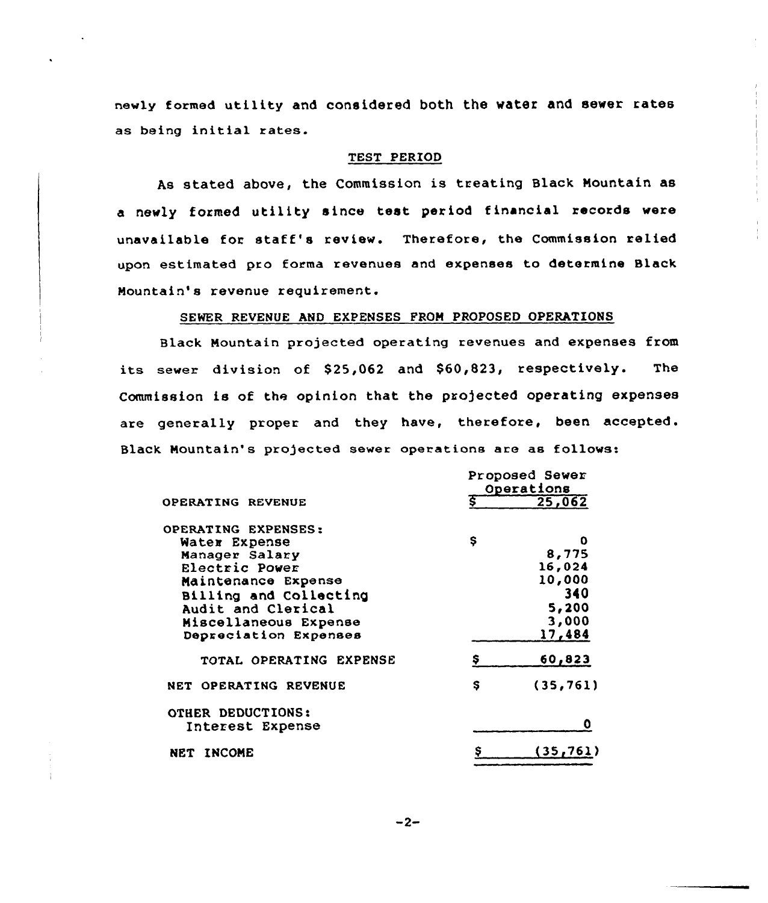newly formed utility and considered both the water and sewer rates as being initial rates.

## TEST PERIOD

As stated above, the Commission is treating Black Mountain as a newly formed utility since test period financial records were unavailable for staff's review. Therefore, the Commission relied upon estimated pro forma revenues and expenses to determine Black Mountain's revenue requirement.

## SEWER REVENUE AND EXPENSES FROM PROPOSED OPERATIONS

Black Mountain projected operating revenues and expenses from its sewer division of $25,062 and $60,823, respectively. The Commission is of the opinion that the projected operating expenses are generally proper and they have, therefore, been accepted. Black Mountain's projected sewer operations are as follows:

| | Proposed Sewer Operations |
|---|---|
| OPERATING REVENUE | $ 25,062 |
| OPERATING EXPENSES: | |
| Water Expense | $ 0 |
| Manager Salary | 8,775 |
| Electric Power | 16,024 |
| Maintenance Expense | 10,000 |
| Billing and Collecting | 340 |
| Audit and Clerical | 5,200 |
| Miscellaneous Expense | 3,000 |
| Depreciation Expenses | 17,484 |
| TOTAL OPERATING EXPENSE | $ 60,823 |
| NET OPERATING REVENUE | $ (35,761) |
| OTHER DEDUCTIONS: | |
| Interest Expense | 0 |
| NET INCOME | $ (35,761) |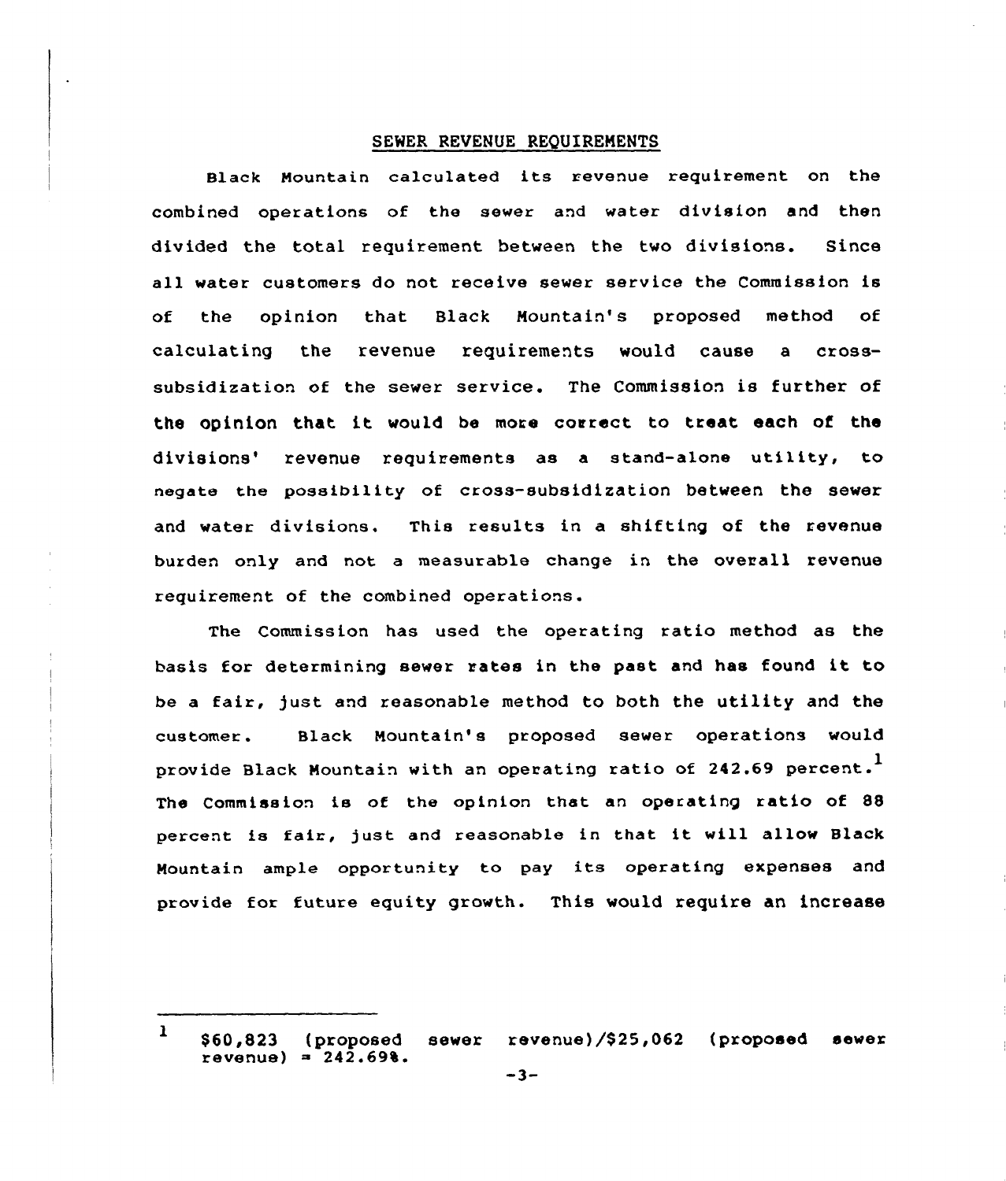## SEWER REVENUE REQUIREMENTS

Black Mountain calculated its revenue requirement on the combined operations of the sewer and water division and then divided the total requirement between the two divisions. Since all water customers do not receive sewer service the Commission is of the opinion that Black Mountain's proposed method of calculating the revenue requirements would cause a cross-subsidization of the sewer service. The Commission is further of the opinion that it would be more correct to treat each of the divisions' revenue requirements as a stand-alone utility, to negate the possibility of cross-subsidization between the sewer and water divisions. This results in a shifting of the revenue burden only and not a measurable change in the overall revenue requirement of the combined operations.

The Commission has used the operating ratio method as the basis for determining sewer rates in the past and has found it to be a fair, just and reasonable method to both the utility and the customer. Black Mountain's proposed sewer operations would provide Black Mountain with an operating ratio of 242.69 percent.[1] The Commission is of the opinion that an operating ratio of 88 percent is fair, just and reasonable in that it will allow Black Mountain ample opportunity to pay its operating expenses and provide for future equity growth. This would require an increase

---

[1] $60,823 (proposed sewer revenue)/$25,062 (proposed sewer revenue) = 242.69%.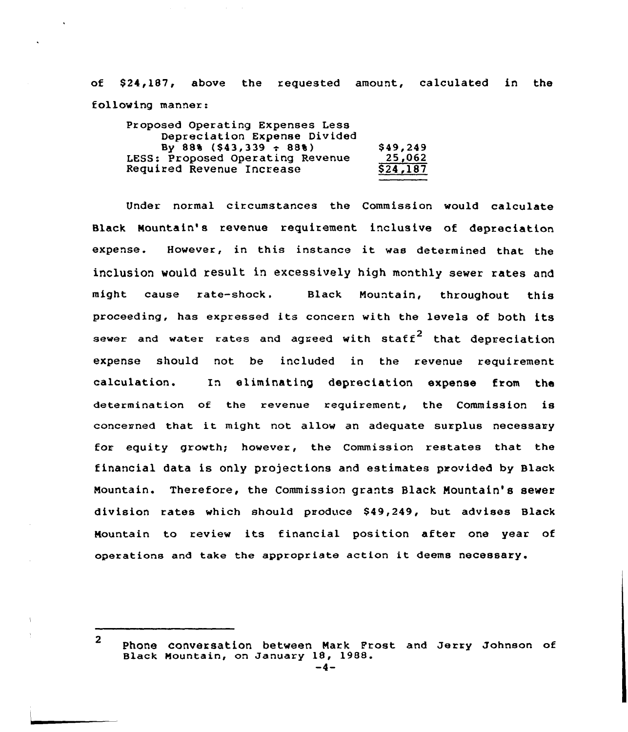of $24,187, above the requested amount, calculated in the following manner:

| | |
|---|---|
| Proposed Operating Expenses Less Depreciation Expense Divided By 88% ($43,339 ÷ 88%) | $49,249 |
| LESS: Proposed Operating Revenue | 25,062 |
| Required Revenue Increase | $24,187 |

Under normal circumstances the Commission would calculate Black Mountain's revenue requirement inclusive of depreciation expense. However, in this instance it was determined that the inclusion would result in excessively high monthly sewer rates and might cause rate-shock. Black Mountain, throughout this proceeding, has expressed its concern with the levels of both its sewer and water rates and agreed with staff[2] that depreciation expense should not be included in the revenue requirement calculation. In eliminating depreciation expense from the determination of the revenue requirement, the Commission is concerned that it might not allow an adequate surplus necessary for equity growth; however, the Commission restates that the financial data is only projections and estimates provided by Black Mountain. Therefore, the Commission grants Black Mountain's sewer division rates which should produce $49,249, but advises Black Mountain to review its financial position after one year of operations and take the appropriate action it deems necessary.

---

[2] Phone conversation between Mark Frost and Jerry Johnson of Black Mountain, on January 18, 1988.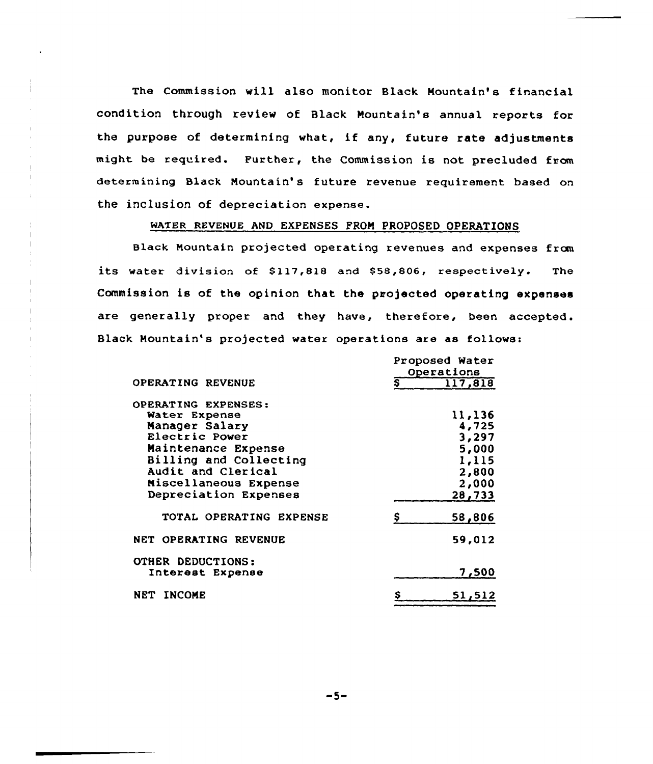The Commission will also monitor Black Mountain's financial condition through review of Black Mountain's annual reports for the purpose of determining what, if any, future rate adjustments might be required. Further, the Commission is not precluded from determining Black Mountain's future revenue requirement based on the inclusion of depreciation expense.

## WATER REVENUE AND EXPENSES FROM PROPOSED OPERATIONS

Black Mountain projected operating revenues and expenses from its water division of $117,818 and $58,806, respectively. The Commission is of the opinion that the projected operating expenses are generally proper and they have, therefore, been accepted. Black Mountain's projected water operations are as follows:

| | Proposed Water Operations |
|---|---|
| OPERATING REVENUE | $ 117,818 |
| OPERATING EXPENSES: | |
| Water Expense | 11,136 |
| Manager Salary | 4,725 |
| Electric Power | 3,297 |
| Maintenance Expense | 5,000 |
| Billing and Collecting | 1,115 |
| Audit and Clerical | 2,800 |
| Miscellaneous Expense | 2,000 |
| Depreciation Expenses | 28,733 |
| TOTAL OPERATING EXPENSE | $ 58,806 |
| NET OPERATING REVENUE | 59,012 |
| OTHER DEDUCTIONS: | |
| Interest Expense | 7,500 |
| NET INCOME | $ 51,512 |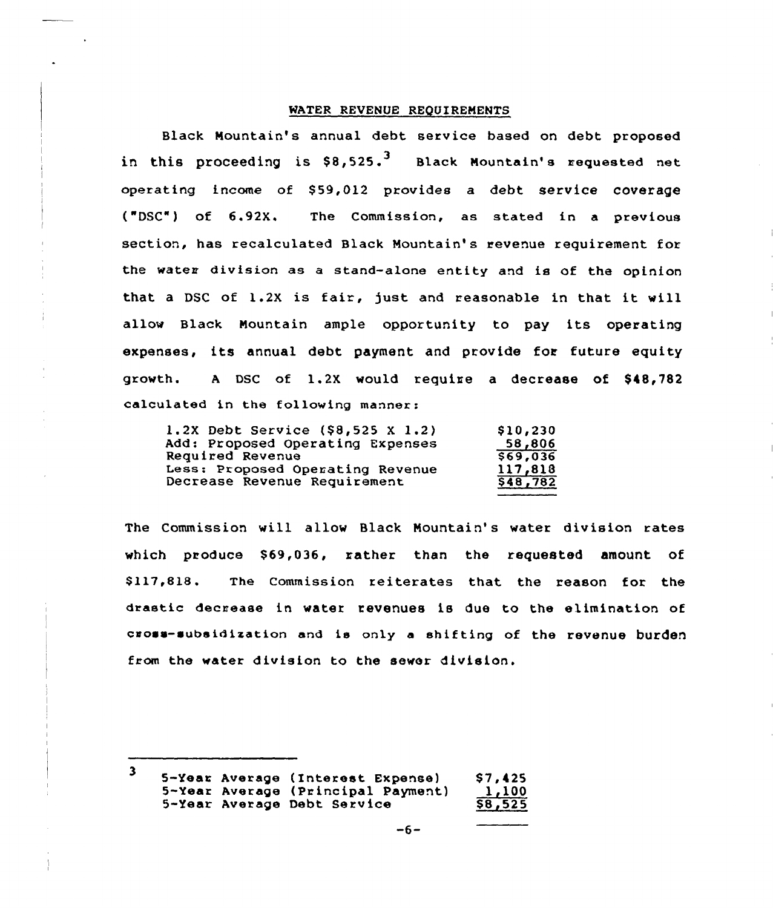## WATER REVENUE REQUIREMENTS

Black Mountain's annual debt service based on debt proposed in this proceeding is $8,525.[3] Black Mountain's requested net operating income of $59,012 provides a debt service coverage ("DSC") of 6.92X. The Commission, as stated in a previous section, has recalculated Black Mountain's revenue requirement for the water division as a stand-alone entity and is of the opinion that a DSC of 1.2X is fair, just and reasonable in that it will allow Black Mountain ample opportunity to pay its operating expenses, its annual debt payment and provide for future equity growth. A DSC of 1.2X would require a decrease of $48,782 calculated in the following manner:

| | |
|---|---|
| 1.2X Debt Service ($8,525 X 1.2) | $10,230 |
| Add: Proposed Operating Expenses | 58,806 |
| Required Revenue | $69,036 |
| Less: Proposed Operating Revenue | 117,818 |
| Decrease Revenue Requirement | $48,782 |

The Commission will allow Black Mountain's water division rates which produce $69,036, rather than the requested amount of $117,818. The Commission reiterates that the reason for the drastic decrease in water revenues is due to the elimination of cross-subsidization and is only a shifting of the revenue burden from the water division to the sewer division.

---

[3]

| | |
|---|---|
| 5-Year Average (Interest Expense) | $7,425 |
| 5-Year Average (Principal Payment) | 1,100 |
| 5-Year Average Debt Service | $8,525 |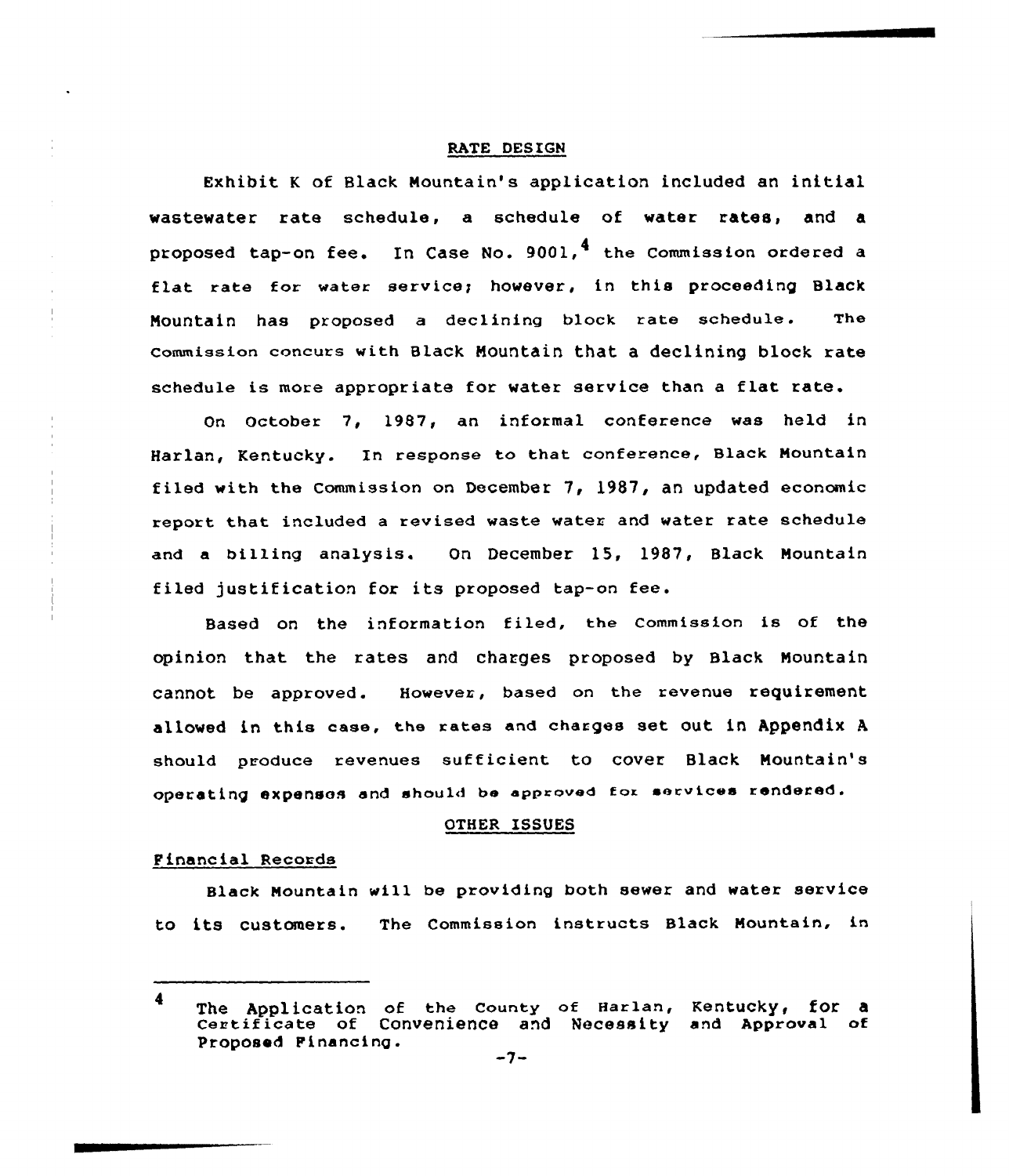## RATE DESIGN

Exhibit K of Black Mountain's application included an initial wastewater rate schedule, a schedule of water rates, and a proposed tap-on fee. In Case No. 9001,[4] the Commission ordered a flat rate for water service; however, in this proceeding Black Mountain has proposed a declining block rate schedule. The Commission concurs with Black Mountain that a declining block rate schedule is more appropriate for water service than a flat rate.

On October 7, 1987, an informal conference was held in Harlan, Kentucky. In response to that conference, Black Mountain filed with the Commission on December 7, 1987, an updated economic report that included a revised waste water and water rate schedule and a billing analysis. On December 15, 1987, Black Mountain filed justification for its proposed tap-on fee.

Based on the information filed, the Commission is of the opinion that the rates and charges proposed by Black Mountain cannot be approved. However, based on the revenue requirement allowed in this case, the rates and charges set out in Appendix A should produce revenues sufficient to cover Black Mountain's operating expenses and should be approved for services rendered.

## OTHER ISSUES

### Financial Records

Black Mountain will be providing both sewer and water service to its customers. The Commission instructs Black Mountain, in

---

[4] The Application of the County of Harlan, Kentucky, for a Certificate of Convenience and Necessity and Approval of Proposed Financing.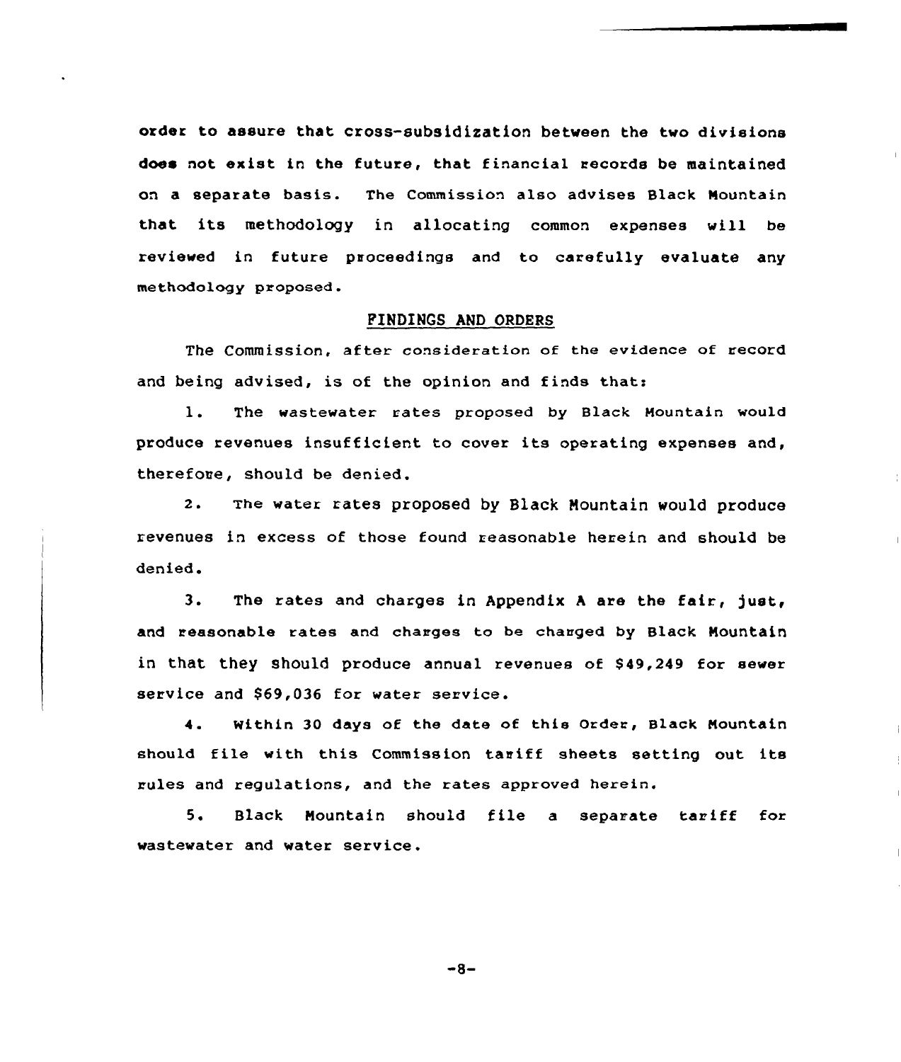order to assure that cross-subsidization between the two divisions does not exist in the future, that financial records be maintained on a separate basis. The Commission also advises Black Mountain that its methodology in allocating common expenses will be reviewed in future proceedings and to carefully evaluate any methodology proposed.

## FINDINGS AND ORDERS

The Commission, after consideration of the evidence of record and being advised, is of the opinion and finds that:

1. The wastewater rates proposed by Black Mountain would produce revenues insufficient to cover its operating expenses and, therefore, should be denied.

2. The water rates proposed by Black Mountain would produce revenues in excess of those found reasonable herein and should be denied.

3. The rates and charges in Appendix A are the fair, just, and reasonable rates and charges to be charged by Black Mountain in that they should produce annual revenues of $49,249 for sewer service and $69,036 for water service.

4. Within 30 days of the date of this Order, Black Mountain should file with this Commission tariff sheets setting out its rules and regulations, and the rates approved herein.

5. Black Mountain should file a separate tariff for wastewater and water service.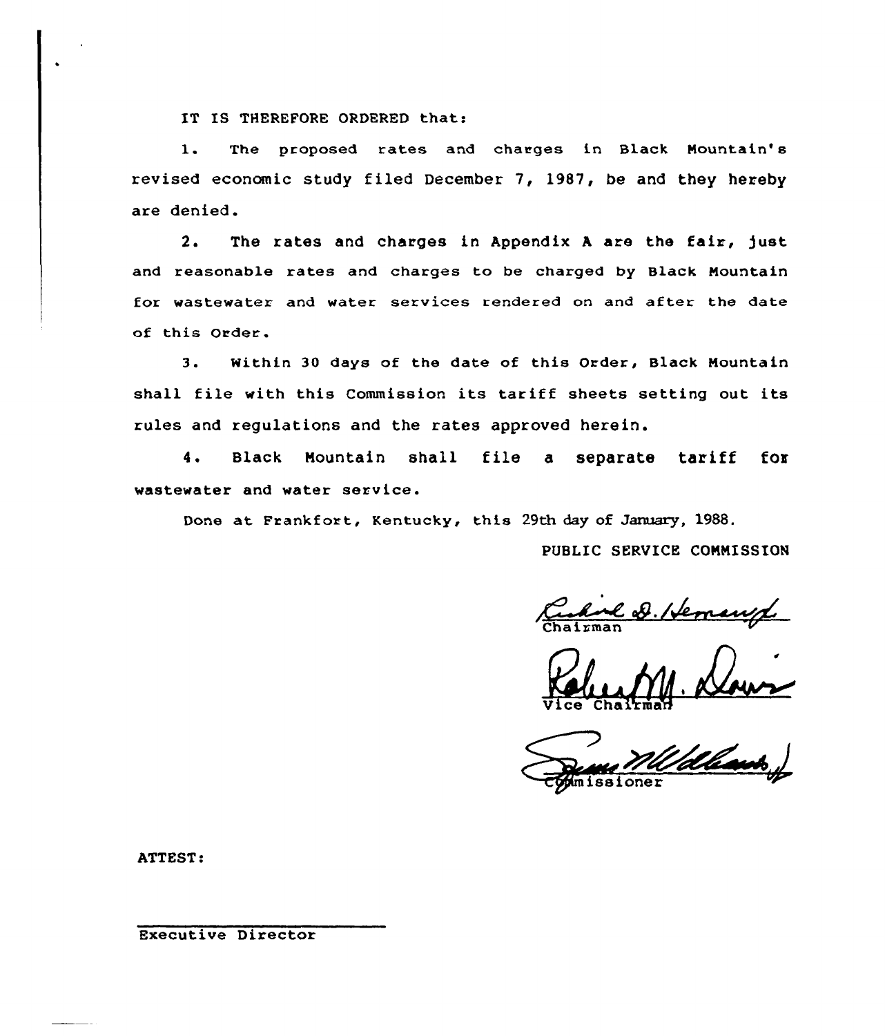IT IS THEREFORE ORDERED that:

1. The proposed rates and charges in Black Mountain's revised economic study filed December 7, 1987, be and they hereby are denied.

2. The rates and charges in Appendix A are the fair, just and reasonable rates and charges to be charged by Black Mountain for wastewater and water services rendered on and after the date of this Order.

3. Within 30 days of the date of this Order, Black Mountain shall file with this Commission its tariff sheets setting out its rules and regulations and the rates approved herein.

4. Black Mountain shall file a separate tariff for wastewater and water service.

Done at Frankfort, Kentucky, this 29th day of January, 1988.

PUBLIC SERVICE COMMISSION

Chairman

Vice Chairman

Commissioner

ATTEST:

Executive Director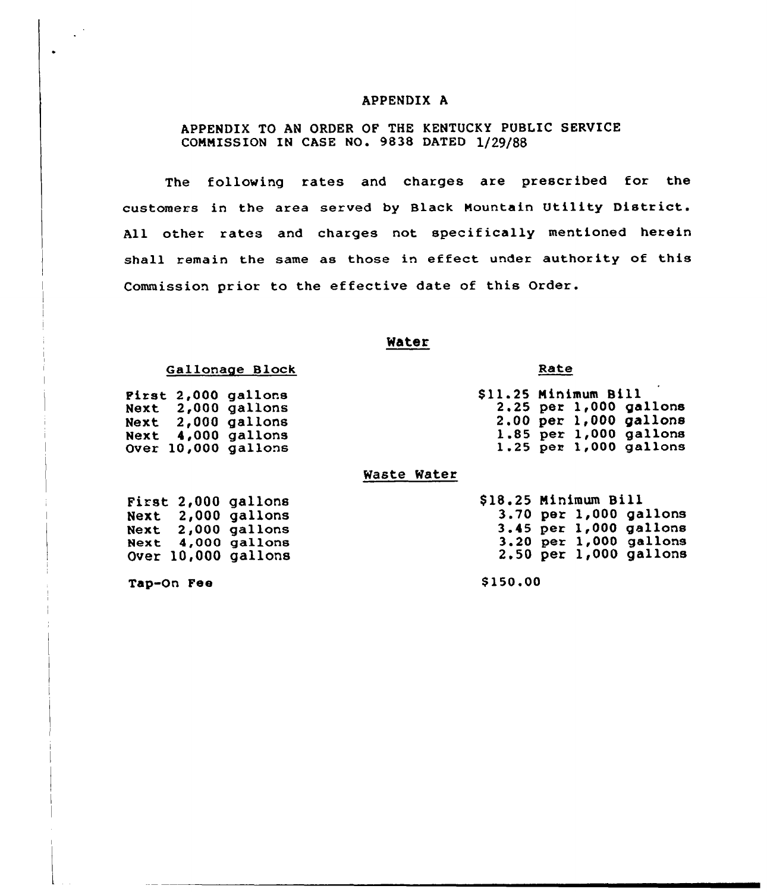# APPENDIX A

APPENDIX TO AN ORDER OF THE KENTUCKY PUBLIC SERVICE COMMISSION IN CASE NO. 9838 DATED 1/29/88

The following rates and charges are prescribed for the customers in the area served by Black Mountain Utility District. All other rates and charges not specifically mentioned herein shall remain the same as those in effect under authority of this Commission prior to the effective date of this Order.

## Water

| Gallonage Block | Rate |
|---|---|
| First 2,000 gallons | $11.25 Minimum Bill |
| Next 2,000 gallons | 2.25 per 1,000 gallons |
| Next 2,000 gallons | 2.00 per 1,000 gallons |
| Next 4,000 gallons | 1.85 per 1,000 gallons |
| Over 10,000 gallons | 1.25 per 1,000 gallons |

## Waste Water

| | |
|---|---|
| First 2,000 gallons | $18.25 Minimum Bill |
| Next 2,000 gallons | 3.70 per 1,000 gallons |
| Next 2,000 gallons | 3.45 per 1,000 gallons |
| Next 4,000 gallons | 3.20 per 1,000 gallons |
| Over 10,000 gallons | 2.50 per 1,000 gallons |
| Tap-On Fee | $150.00 |